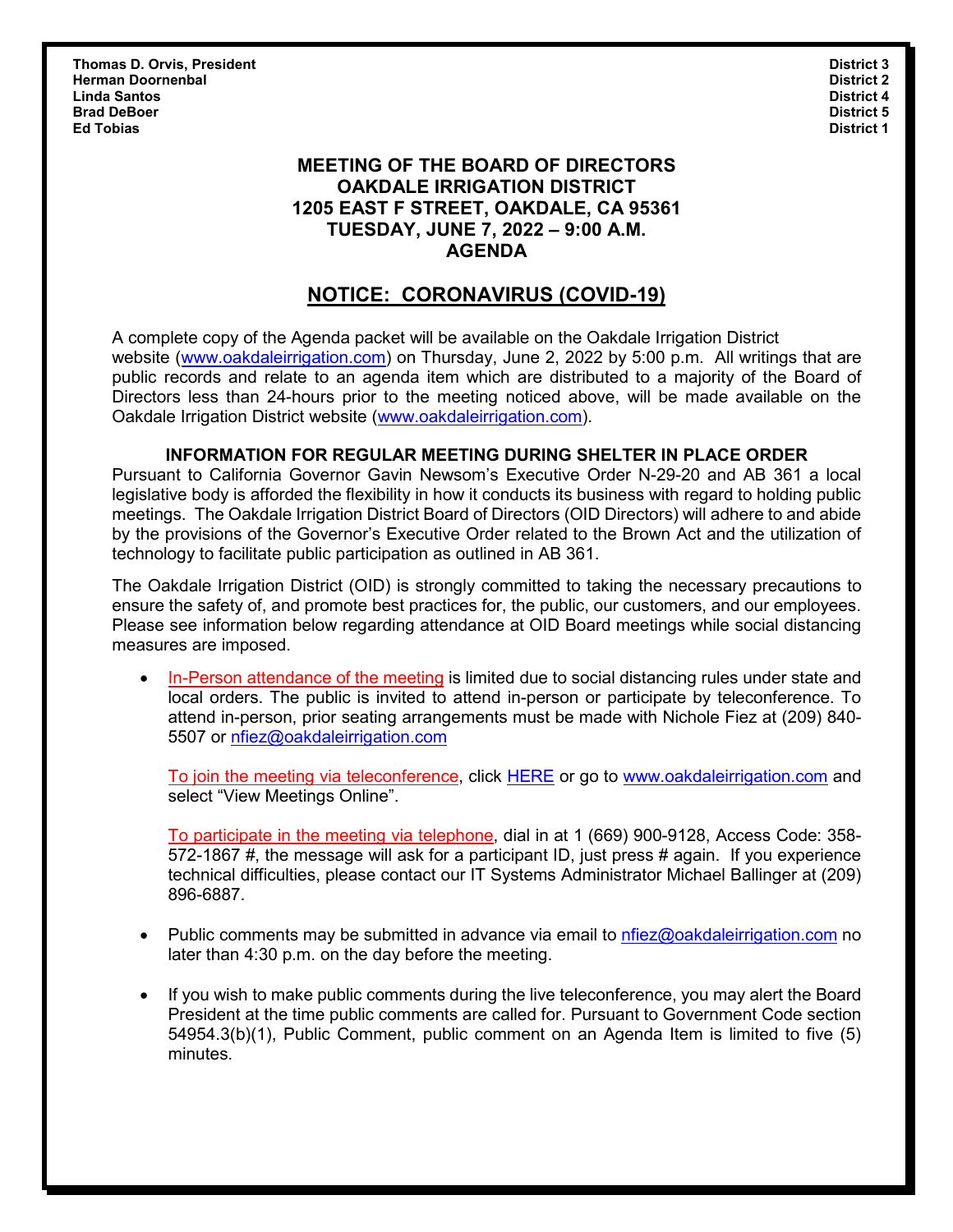| | |
|---|---|
| **Thomas D. Orvis, President** | **District 3** |
| **Herman Doornenbal** | **District 2** |
| **Linda Santos** | **District 4** |
| **Brad DeBoer** | **District 5** |
| **Ed Tobias** | **District 1** |

# MEETING OF THE BOARD OF DIRECTORS
# OAKDALE IRRIGATION DISTRICT
# 1205 EAST F STREET, OAKDALE, CA 95361
# TUESDAY, JUNE 7, 2022 – 9:00 A.M.
# AGENDA

## NOTICE: CORONAVIRUS (COVID-19)

A complete copy of the Agenda packet will be available on the Oakdale Irrigation District website (www.oakdaleirrigation.com) on Thursday, June 2, 2022 by 5:00 p.m. All writings that are public records and relate to an agenda item which are distributed to a majority of the Board of Directors less than 24-hours prior to the meeting noticed above, will be made available on the Oakdale Irrigation District website (www.oakdaleirrigation.com).

### INFORMATION FOR REGULAR MEETING DURING SHELTER IN PLACE ORDER

Pursuant to California Governor Gavin Newsom's Executive Order N-29-20 and AB 361 a local legislative body is afforded the flexibility in how it conducts its business with regard to holding public meetings. The Oakdale Irrigation District Board of Directors (OID Directors) will adhere to and abide by the provisions of the Governor's Executive Order related to the Brown Act and the utilization of technology to facilitate public participation as outlined in AB 361.

The Oakdale Irrigation District (OID) is strongly committed to taking the necessary precautions to ensure the safety of, and promote best practices for, the public, our customers, and our employees. Please see information below regarding attendance at OID Board meetings while social distancing measures are imposed.

- In-Person attendance of the meeting is limited due to social distancing rules under state and local orders. The public is invited to attend in-person or participate by teleconference. To attend in-person, prior seating arrangements must be made with Nichole Fiez at (209) 840-5507 or nfiez@oakdaleirrigation.com

  To join the meeting via teleconference, click HERE or go to www.oakdaleirrigation.com and select "View Meetings Online".

  To participate in the meeting via telephone, dial in at 1 (669) 900-9128, Access Code: 358-572-1867 #, the message will ask for a participant ID, just press # again. If you experience technical difficulties, please contact our IT Systems Administrator Michael Ballinger at (209) 896-6887.

- Public comments may be submitted in advance via email to nfiez@oakdaleirrigation.com no later than 4:30 p.m. on the day before the meeting.

- If you wish to make public comments during the live teleconference, you may alert the Board President at the time public comments are called for. Pursuant to Government Code section 54954.3(b)(1), Public Comment, public comment on an Agenda Item is limited to five (5) minutes.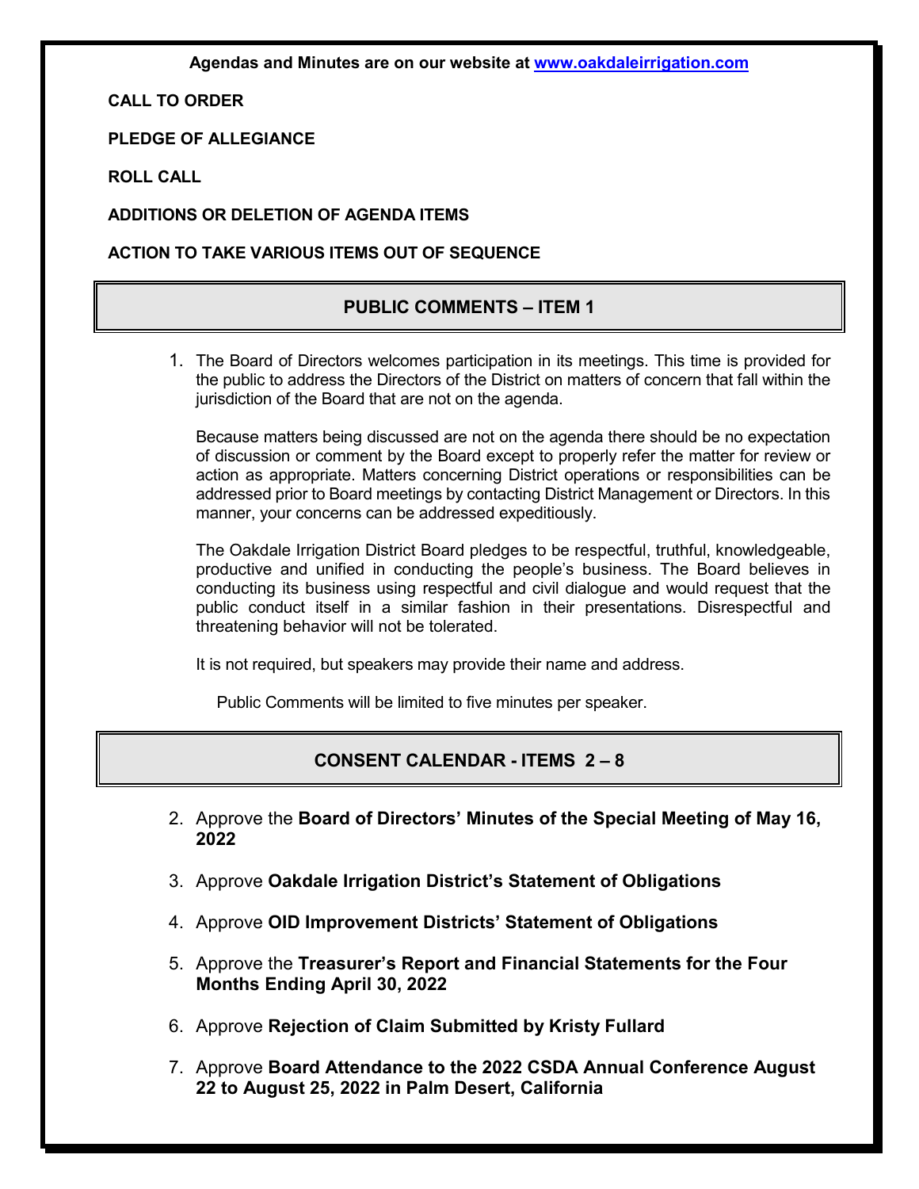**Agendas and Minutes are on our website at [www.oakdaleirrigation.com](http://www.oakdaleirrigation.com)**

**CALL TO ORDER**

**PLEDGE OF ALLEGIANCE**

**ROLL CALL**

**ADDITIONS OR DELETION OF AGENDA ITEMS**

**ACTION TO TAKE VARIOUS ITEMS OUT OF SEQUENCE**

## PUBLIC COMMENTS – ITEM 1

1. The Board of Directors welcomes participation in its meetings. This time is provided for the public to address the Directors of the District on matters of concern that fall within the jurisdiction of the Board that are not on the agenda.

   Because matters being discussed are not on the agenda there should be no expectation of discussion or comment by the Board except to properly refer the matter for review or action as appropriate. Matters concerning District operations or responsibilities can be addressed prior to Board meetings by contacting District Management or Directors. In this manner, your concerns can be addressed expeditiously.

   The Oakdale Irrigation District Board pledges to be respectful, truthful, knowledgeable, productive and unified in conducting the people's business. The Board believes in conducting its business using respectful and civil dialogue and would request that the public conduct itself in a similar fashion in their presentations. Disrespectful and threatening behavior will not be tolerated.

   It is not required, but speakers may provide their name and address.

   Public Comments will be limited to five minutes per speaker.

## CONSENT CALENDAR - ITEMS 2 – 8

2. Approve the **Board of Directors' Minutes of the Special Meeting of May 16, 2022**
3. Approve **Oakdale Irrigation District's Statement of Obligations**
4. Approve **OID Improvement Districts' Statement of Obligations**
5. Approve the **Treasurer's Report and Financial Statements for the Four Months Ending April 30, 2022**
6. Approve **Rejection of Claim Submitted by Kristy Fullard**
7. Approve **Board Attendance to the 2022 CSDA Annual Conference August 22 to August 25, 2022 in Palm Desert, California**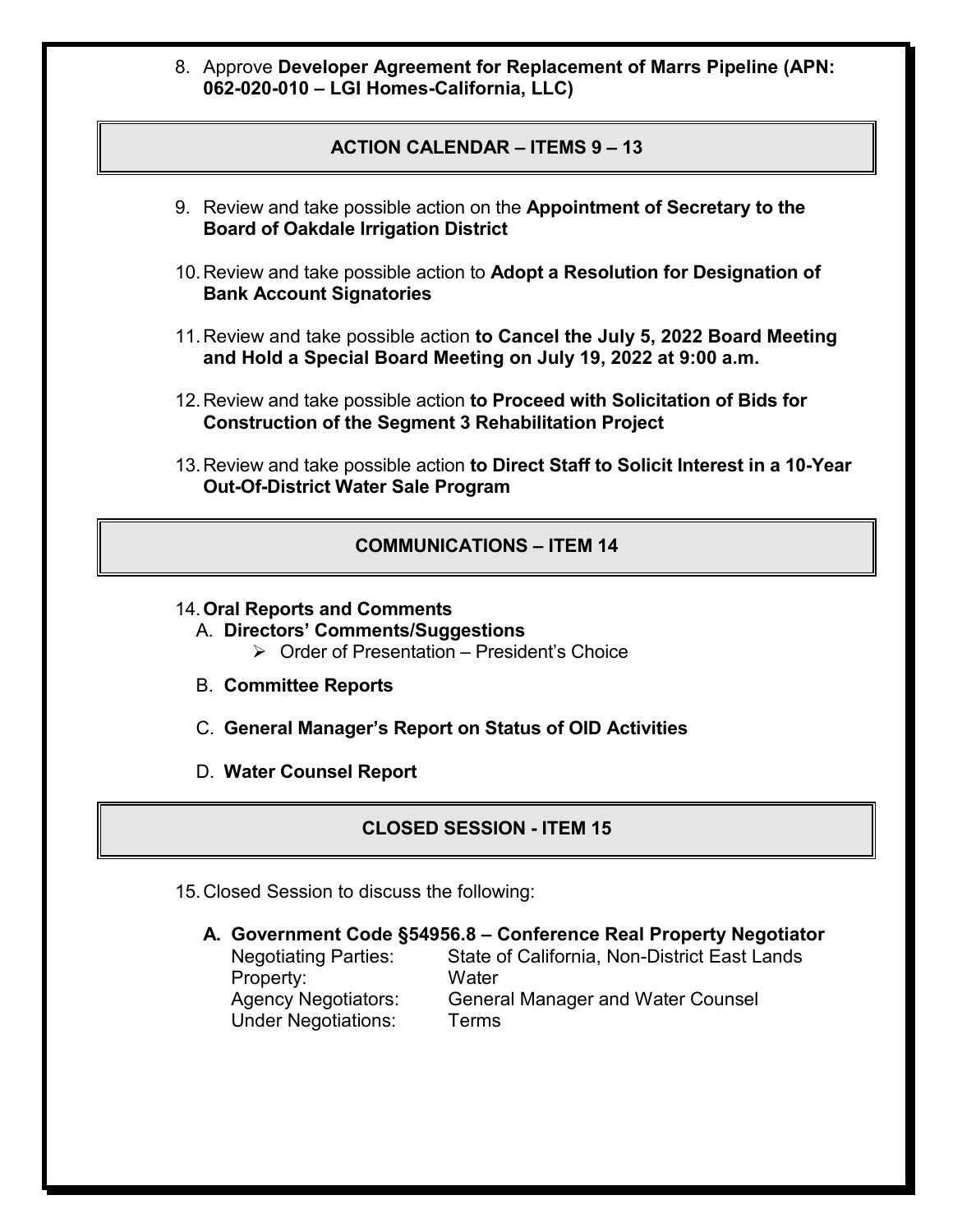8. Approve **Developer Agreement for Replacement of Marrs Pipeline (APN: 062-020-010 – LGI Homes-California, LLC)**

## ACTION CALENDAR – ITEMS 9 – 13

9. Review and take possible action on the **Appointment of Secretary to the Board of Oakdale Irrigation District**

10. Review and take possible action to **Adopt a Resolution for Designation of Bank Account Signatories**

11. Review and take possible action **to Cancel the July 5, 2022 Board Meeting and Hold a Special Board Meeting on July 19, 2022 at 9:00 a.m.**

12. Review and take possible action **to Proceed with Solicitation of Bids for Construction of the Segment 3 Rehabilitation Project**

13. Review and take possible action **to Direct Staff to Solicit Interest in a 10-Year Out-Of-District Water Sale Program**

## COMMUNICATIONS – ITEM 14

14. **Oral Reports and Comments**
    - A. **Directors' Comments/Suggestions**
      - Order of Presentation – President's Choice
    - B. **Committee Reports**
    - C. **General Manager's Report on Status of OID Activities**
    - D. **Water Counsel Report**

## CLOSED SESSION - ITEM 15

15. Closed Session to discuss the following:

    **A. Government Code §54956.8 – Conference Real Property Negotiator**

    | | |
    |---|---|
    | Negotiating Parties: | State of California, Non-District East Lands |
    | Property: | Water |
    | Agency Negotiators: | General Manager and Water Counsel |
    | Under Negotiations: | Terms |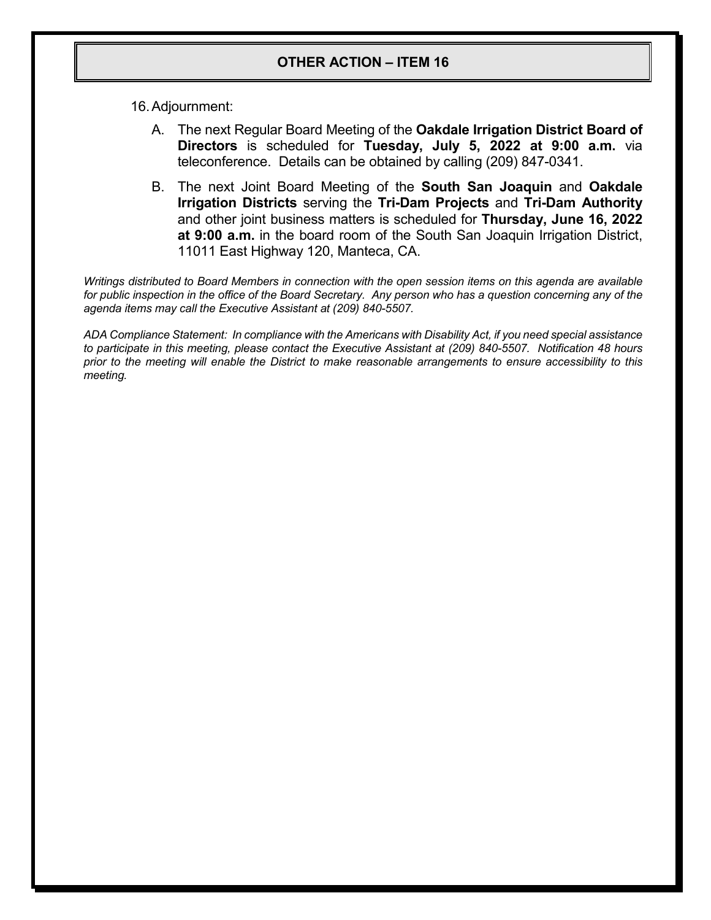## OTHER ACTION – ITEM 16

16. Adjournment:

    A. The next Regular Board Meeting of the **Oakdale Irrigation District Board of Directors** is scheduled for **Tuesday, July 5, 2022 at 9:00 a.m.** via teleconference. Details can be obtained by calling (209) 847-0341.

    B. The next Joint Board Meeting of the **South San Joaquin** and **Oakdale Irrigation Districts** serving the **Tri-Dam Projects** and **Tri-Dam Authority** and other joint business matters is scheduled for **Thursday, June 16, 2022 at 9:00 a.m.** in the board room of the South San Joaquin Irrigation District, 11011 East Highway 120, Manteca, CA.

*Writings distributed to Board Members in connection with the open session items on this agenda are available for public inspection in the office of the Board Secretary. Any person who has a question concerning any of the agenda items may call the Executive Assistant at (209) 840-5507.*

*ADA Compliance Statement: In compliance with the Americans with Disability Act, if you need special assistance to participate in this meeting, please contact the Executive Assistant at (209) 840-5507. Notification 48 hours prior to the meeting will enable the District to make reasonable arrangements to ensure accessibility to this meeting.*